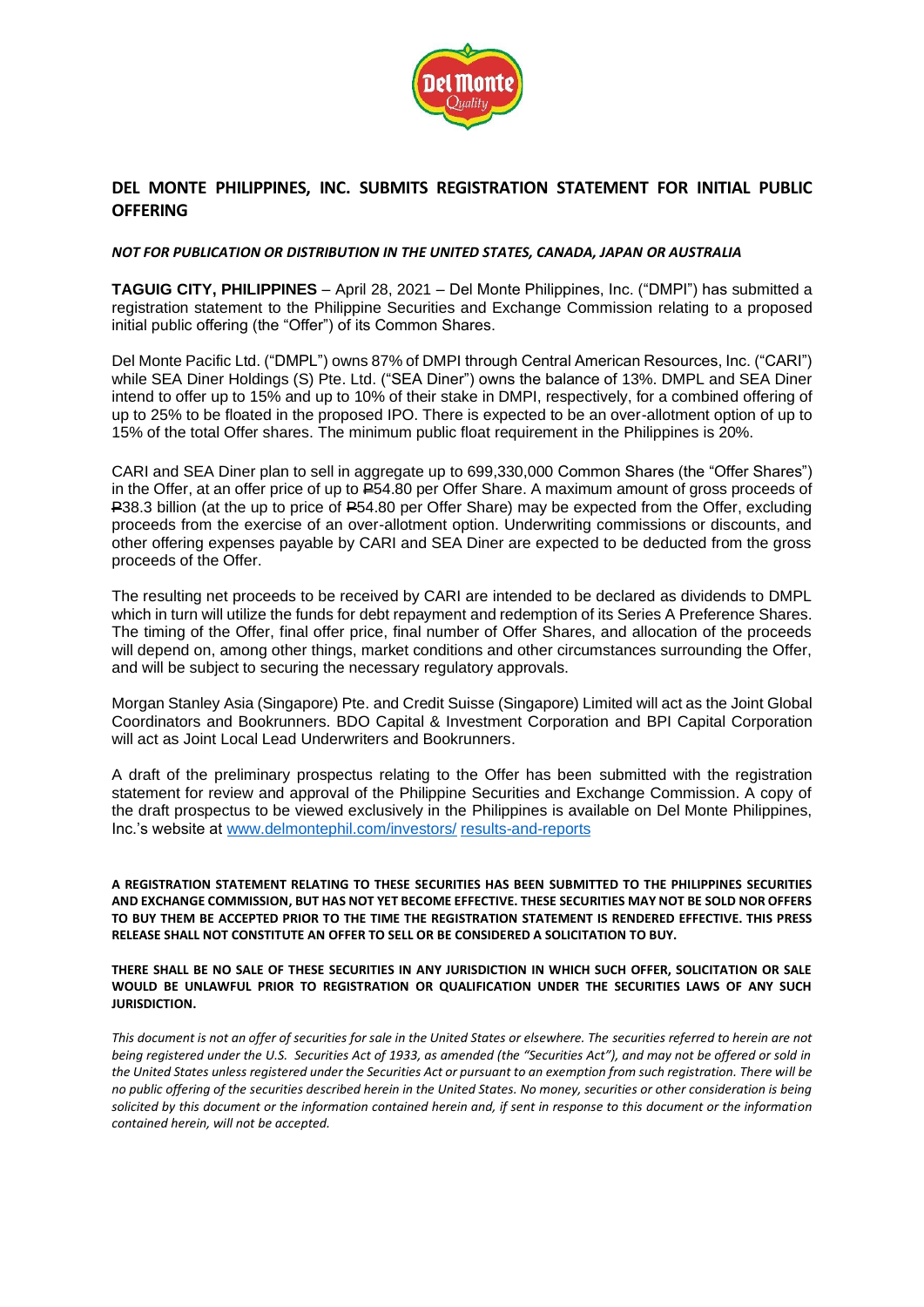# DEL MONTE PHILIPPINES, INC. SUBMITS REGISTRATION STATEMENT FOR INITIAL PUBLIC OFFERING

***NOT FOR PUBLICATION OR DISTRIBUTION IN THE UNITED STATES, CANADA, JAPAN OR AUSTRALIA***

**TAGUIG CITY, PHILIPPINES** – April 28, 2021 – Del Monte Philippines, Inc. ("DMPI") has submitted a registration statement to the Philippine Securities and Exchange Commission relating to a proposed initial public offering (the "Offer") of its Common Shares.

Del Monte Pacific Ltd. ("DMPL") owns 87% of DMPI through Central American Resources, Inc. ("CARI") while SEA Diner Holdings (S) Pte. Ltd. ("SEA Diner") owns the balance of 13%. DMPL and SEA Diner intend to offer up to 15% and up to 10% of their stake in DMPI, respectively, for a combined offering of up to 25% to be floated in the proposed IPO. There is expected to be an over-allotment option of up to 15% of the total Offer shares. The minimum public float requirement in the Philippines is 20%.

CARI and SEA Diner plan to sell in aggregate up to 699,330,000 Common Shares (the "Offer Shares") in the Offer, at an offer price of up to ₱54.80 per Offer Share. A maximum amount of gross proceeds of ₱38.3 billion (at the up to price of ₱54.80 per Offer Share) may be expected from the Offer, excluding proceeds from the exercise of an over-allotment option. Underwriting commissions or discounts, and other offering expenses payable by CARI and SEA Diner are expected to be deducted from the gross proceeds of the Offer.

The resulting net proceeds to be received by CARI are intended to be declared as dividends to DMPL which in turn will utilize the funds for debt repayment and redemption of its Series A Preference Shares. The timing of the Offer, final offer price, final number of Offer Shares, and allocation of the proceeds will depend on, among other things, market conditions and other circumstances surrounding the Offer, and will be subject to securing the necessary regulatory approvals.

Morgan Stanley Asia (Singapore) Pte. and Credit Suisse (Singapore) Limited will act as the Joint Global Coordinators and Bookrunners. BDO Capital & Investment Corporation and BPI Capital Corporation will act as Joint Local Lead Underwriters and Bookrunners.

A draft of the preliminary prospectus relating to the Offer has been submitted with the registration statement for review and approval of the Philippine Securities and Exchange Commission. A copy of the draft prospectus to be viewed exclusively in the Philippines is available on Del Monte Philippines, Inc.'s website at www.delmontephil.com/investors/ results-and-reports

**A REGISTRATION STATEMENT RELATING TO THESE SECURITIES HAS BEEN SUBMITTED TO THE PHILIPPINES SECURITIES AND EXCHANGE COMMISSION, BUT HAS NOT YET BECOME EFFECTIVE. THESE SECURITIES MAY NOT BE SOLD NOR OFFERS TO BUY THEM BE ACCEPTED PRIOR TO THE TIME THE REGISTRATION STATEMENT IS RENDERED EFFECTIVE. THIS PRESS RELEASE SHALL NOT CONSTITUTE AN OFFER TO SELL OR BE CONSIDERED A SOLICITATION TO BUY.**

**THERE SHALL BE NO SALE OF THESE SECURITIES IN ANY JURISDICTION IN WHICH SUCH OFFER, SOLICITATION OR SALE WOULD BE UNLAWFUL PRIOR TO REGISTRATION OR QUALIFICATION UNDER THE SECURITIES LAWS OF ANY SUCH JURISDICTION.**

*This document is not an offer of securities for sale in the United States or elsewhere. The securities referred to herein are not being registered under the U.S. Securities Act of 1933, as amended (the "Securities Act"), and may not be offered or sold in the United States unless registered under the Securities Act or pursuant to an exemption from such registration. There will be no public offering of the securities described herein in the United States. No money, securities or other consideration is being solicited by this document or the information contained herein and, if sent in response to this document or the information contained herein, will not be accepted.*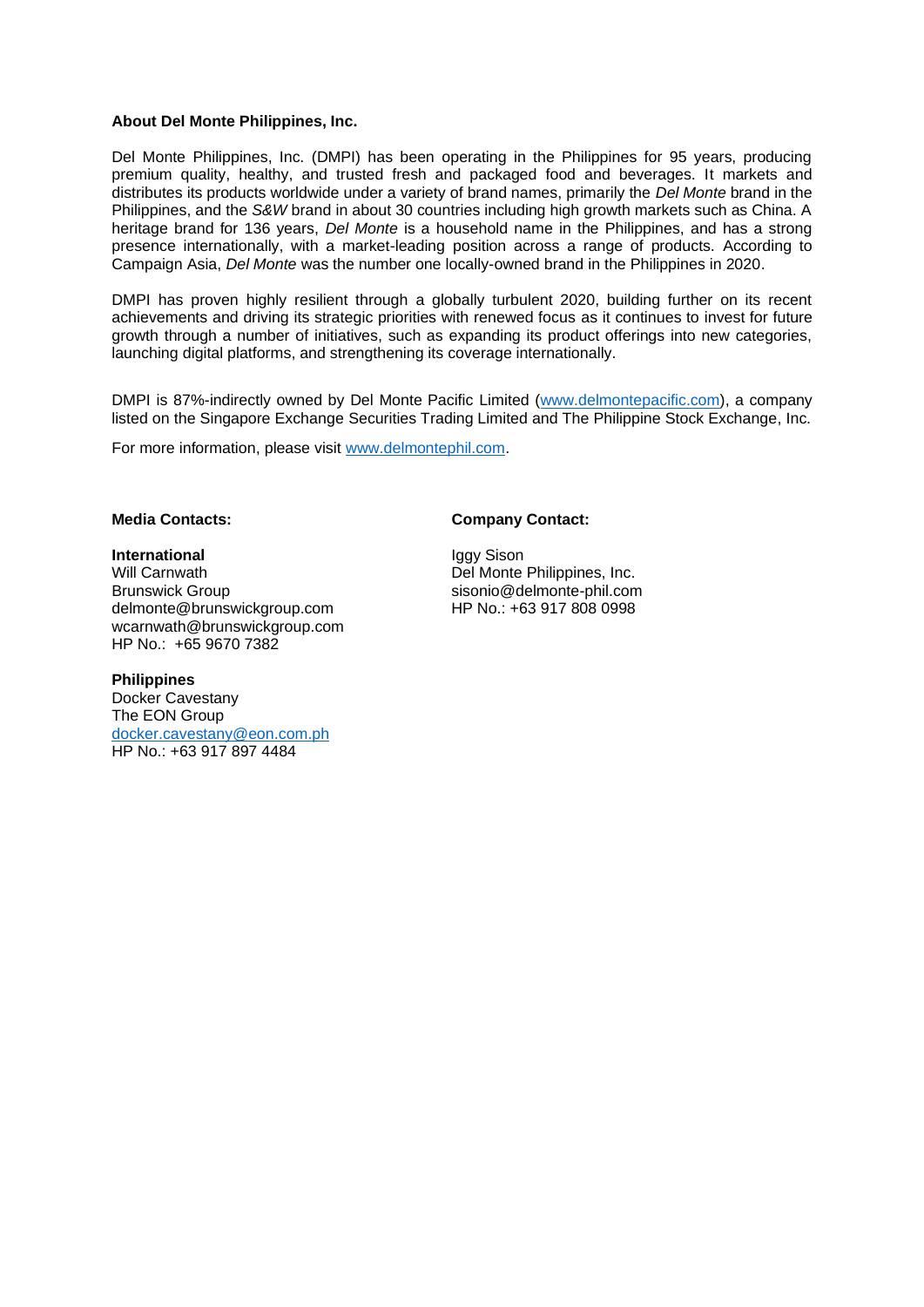**About Del Monte Philippines, Inc.**

Del Monte Philippines, Inc. (DMPI) has been operating in the Philippines for 95 years, producing premium quality, healthy, and trusted fresh and packaged food and beverages. It markets and distributes its products worldwide under a variety of brand names, primarily the *Del Monte* brand in the Philippines, and the *S&W* brand in about 30 countries including high growth markets such as China. A heritage brand for 136 years, *Del Monte* is a household name in the Philippines, and has a strong presence internationally, with a market-leading position across a range of products. According to Campaign Asia, *Del Monte* was the number one locally-owned brand in the Philippines in 2020.

DMPI has proven highly resilient through a globally turbulent 2020, building further on its recent achievements and driving its strategic priorities with renewed focus as it continues to invest for future growth through a number of initiatives, such as expanding its product offerings into new categories, launching digital platforms, and strengthening its coverage internationally.

DMPI is 87%-indirectly owned by Del Monte Pacific Limited (www.delmontepacific.com), a company listed on the Singapore Exchange Securities Trading Limited and The Philippine Stock Exchange, Inc.

For more information, please visit www.delmontephil.com.

**Media Contacts:**

**International**
Will Carnwath
Brunswick Group
delmonte@brunswickgroup.com
wcarnwath@brunswickgroup.com
HP No.: +65 9670 7382

**Philippines**
Docker Cavestany
The EON Group
docker.cavestany@eon.com.ph
HP No.: +63 917 897 4484

**Company Contact:**

Iggy Sison
Del Monte Philippines, Inc.
sisonio@delmonte-phil.com
HP No.: +63 917 808 0998